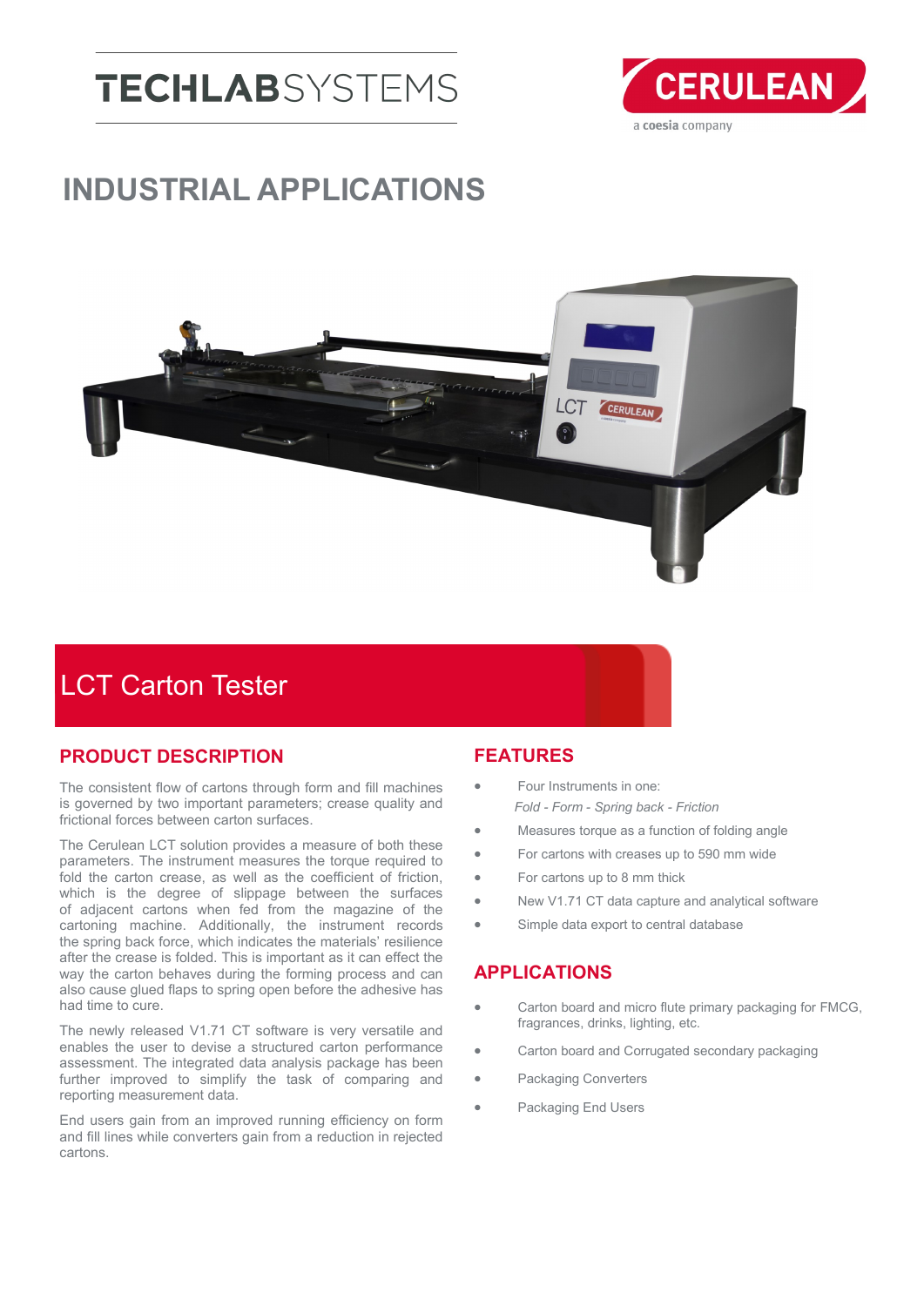TECHLABSYSTEMS

CERULEAN
a coesia company

# INDUSTRIAL APPLICATIONS

## LCT Carton Tester

### PRODUCT DESCRIPTION

The consistent flow of cartons through form and fill machines is governed by two important parameters; crease quality and frictional forces between carton surfaces.

The Cerulean LCT solution provides a measure of both these parameters. The instrument measures the torque required to fold the carton crease, as well as the coefficient of friction, which is the degree of slippage between the surfaces of adjacent cartons when fed from the magazine of the cartoning machine. Additionally, the instrument records the spring back force, which indicates the materials' resilience after the crease is folded. This is important as it can effect the way the carton behaves during the forming process and can also cause glued flaps to spring open before the adhesive has had time to cure.

The newly released V1.71 CT software is very versatile and enables the user to devise a structured carton performance assessment. The integrated data analysis package has been further improved to simplify the task of comparing and reporting measurement data.

End users gain from an improved running efficiency on form and fill lines while converters gain from a reduction in rejected cartons.

### FEATURES

- Four Instruments in one:
  *Fold - Form - Spring back - Friction*
- Measures torque as a function of folding angle
- For cartons with creases up to 590 mm wide
- For cartons up to 8 mm thick
- New V1.71 CT data capture and analytical software
- Simple data export to central database

### APPLICATIONS

- Carton board and micro flute primary packaging for FMCG, fragrances, drinks, lighting, etc.
- Carton board and Corrugated secondary packaging
- Packaging Converters
- Packaging End Users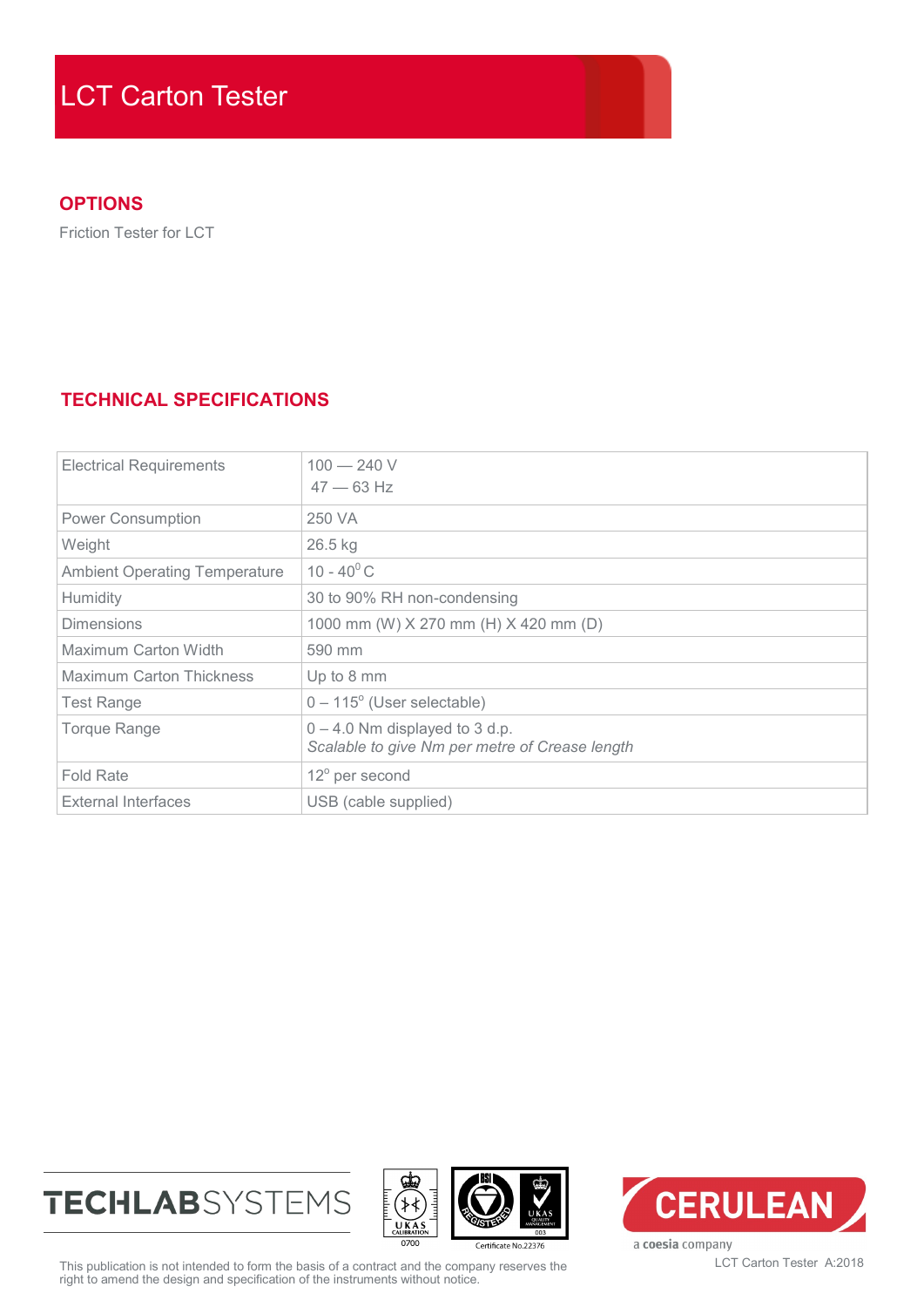# LCT Carton Tester

## OPTIONS

Friction Tester for LCT

## TECHNICAL SPECIFICATIONS

| | |
|---|---|
| Electrical Requirements | 100 — 240 V<br>47 — 63 Hz |
| Power Consumption | 250 VA |
| Weight | 26.5 kg |
| Ambient Operating Temperature | 10 - 40$^{0}$ C |
| Humidity | 30 to 90% RH non-condensing |
| Dimensions | 1000 mm (W) X 270 mm (H) X 420 mm (D) |
| Maximum Carton Width | 590 mm |
| Maximum Carton Thickness | Up to 8 mm |
| Test Range | 0 – 115$^{o}$ (User selectable) |
| Torque Range | 0 – 4.0 Nm displayed to 3 d.p.<br>*Scalable to give Nm per metre of Crease length* |
| Fold Rate | 12$^{o}$ per second |
| External Interfaces | USB (cable supplied) |

TECHLABSYSTEMS

UKAS CALIBRATION 0700

Certificate No.22376

CERULEAN

a coesia company

This publication is not intended to form the basis of a contract and the company reserves the right to amend the design and specification of the instruments without notice.

LCT Carton Tester A:2018